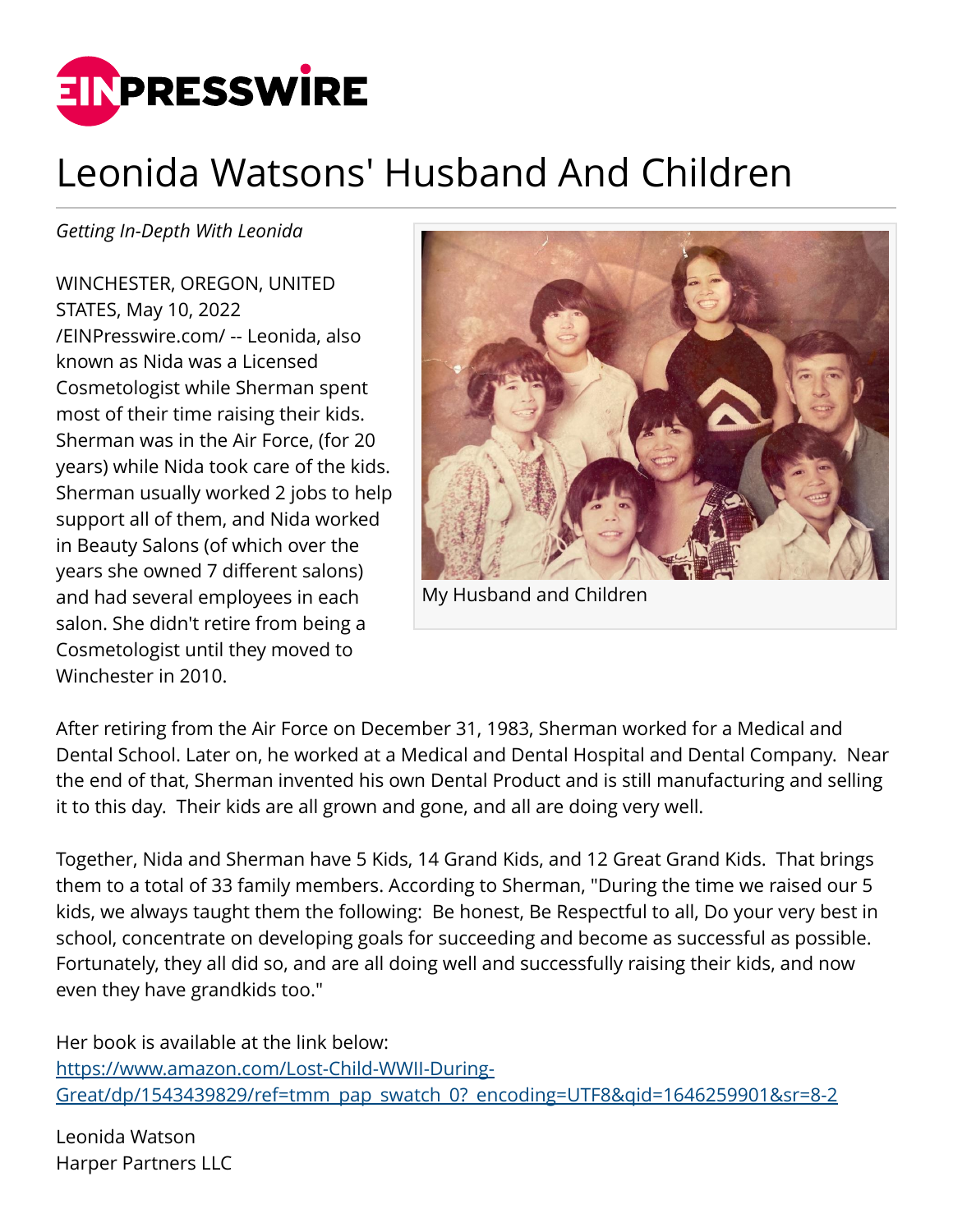# Leonida Watsons' Husband And Children

*Getting In-Depth With Leonida*

WINCHESTER, OREGON, UNITED STATES, May 10, 2022 /EINPresswire.com/ -- Leonida, also known as Nida was a Licensed Cosmetologist while Sherman spent most of their time raising their kids. Sherman was in the Air Force, (for 20 years) while Nida took care of the kids. Sherman usually worked 2 jobs to help support all of them, and Nida worked in Beauty Salons (of which over the years she owned 7 different salons) and had several employees in each salon. She didn't retire from being a Cosmetologist until they moved to Winchester in 2010.

My Husband and Children

After retiring from the Air Force on December 31, 1983, Sherman worked for a Medical and Dental School. Later on, he worked at a Medical and Dental Hospital and Dental Company. Near the end of that, Sherman invented his own Dental Product and is still manufacturing and selling it to this day. Their kids are all grown and gone, and all are doing very well.

Together, Nida and Sherman have 5 Kids, 14 Grand Kids, and 12 Great Grand Kids. That brings them to a total of 33 family members. According to Sherman, "During the time we raised our 5 kids, we always taught them the following: Be honest, Be Respectful to all, Do your very best in school, concentrate on developing goals for succeeding and become as successful as possible. Fortunately, they all did so, and are all doing well and successfully raising their kids, and now even they have grandkids too."

Her book is available at the link below:
https://www.amazon.com/Lost-Child-WWII-During-Great/dp/1543439829/ref=tmm_pap_swatch_0?_encoding=UTF8&qid=1646259901&sr=8-2

Leonida Watson
Harper Partners LLC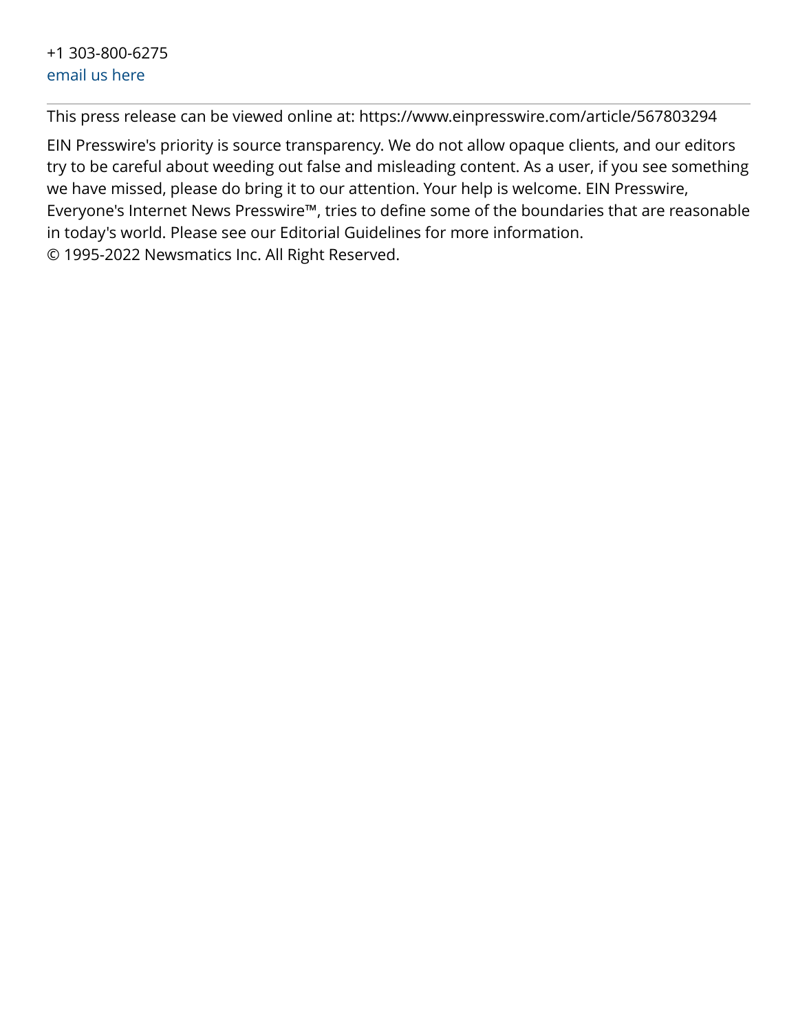+1 303-800-6275
email us here

---

This press release can be viewed online at: https://www.einpresswire.com/article/567803294

EIN Presswire's priority is source transparency. We do not allow opaque clients, and our editors try to be careful about weeding out false and misleading content. As a user, if you see something we have missed, please do bring it to our attention. Your help is welcome. EIN Presswire, Everyone's Internet News Presswire™, tries to define some of the boundaries that are reasonable in today's world. Please see our Editorial Guidelines for more information.
© 1995-2022 Newsmatics Inc. All Right Reserved.